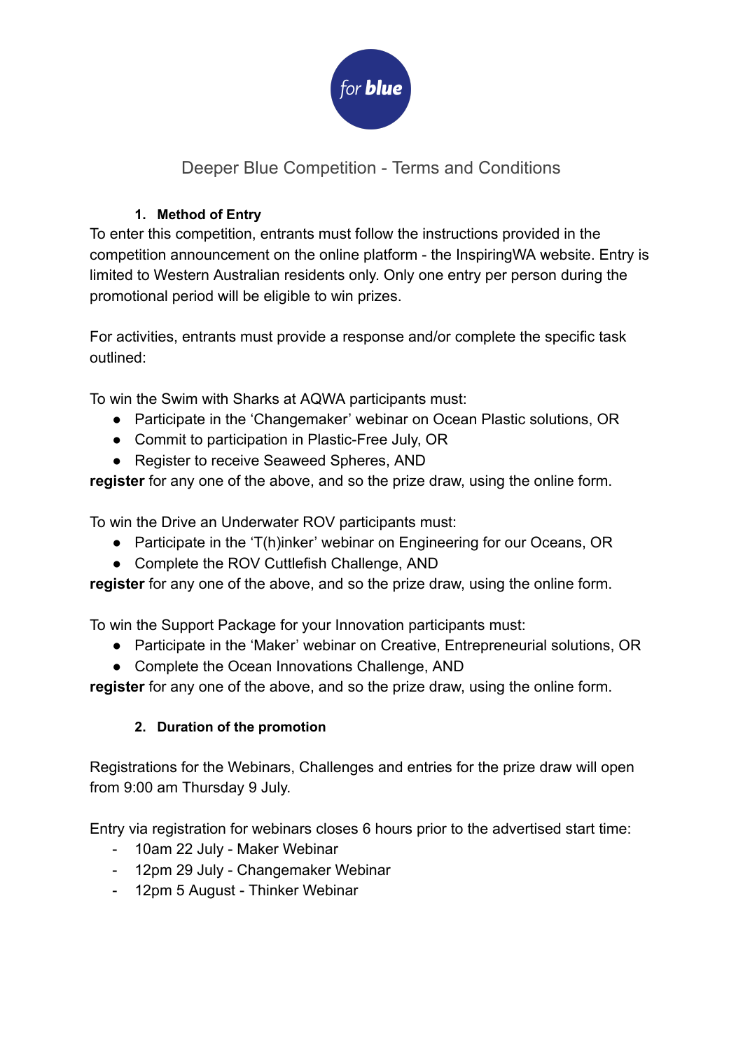for blue

# Deeper Blue Competition - Terms and Conditions

## 1. Method of Entry

To enter this competition, entrants must follow the instructions provided in the competition announcement on the online platform - the InspiringWA website. Entry is limited to Western Australian residents only. Only one entry per person during the promotional period will be eligible to win prizes.

For activities, entrants must provide a response and/or complete the specific task outlined:

To win the Swim with Sharks at AQWA participants must:

- Participate in the 'Changemaker' webinar on Ocean Plastic solutions, OR
- Commit to participation in Plastic-Free July, OR
- Register to receive Seaweed Spheres, AND

**register** for any one of the above, and so the prize draw, using the online form.

To win the Drive an Underwater ROV participants must:

- Participate in the 'T(h)inker' webinar on Engineering for our Oceans, OR
- Complete the ROV Cuttlefish Challenge, AND

**register** for any one of the above, and so the prize draw, using the online form.

To win the Support Package for your Innovation participants must:

- Participate in the 'Maker' webinar on Creative, Entrepreneurial solutions, OR
- Complete the Ocean Innovations Challenge, AND

**register** for any one of the above, and so the prize draw, using the online form.

## 2. Duration of the promotion

Registrations for the Webinars, Challenges and entries for the prize draw will open from 9:00 am Thursday 9 July.

Entry via registration for webinars closes 6 hours prior to the advertised start time:

- 10am 22 July - Maker Webinar
- 12pm 29 July - Changemaker Webinar
- 12pm 5 August - Thinker Webinar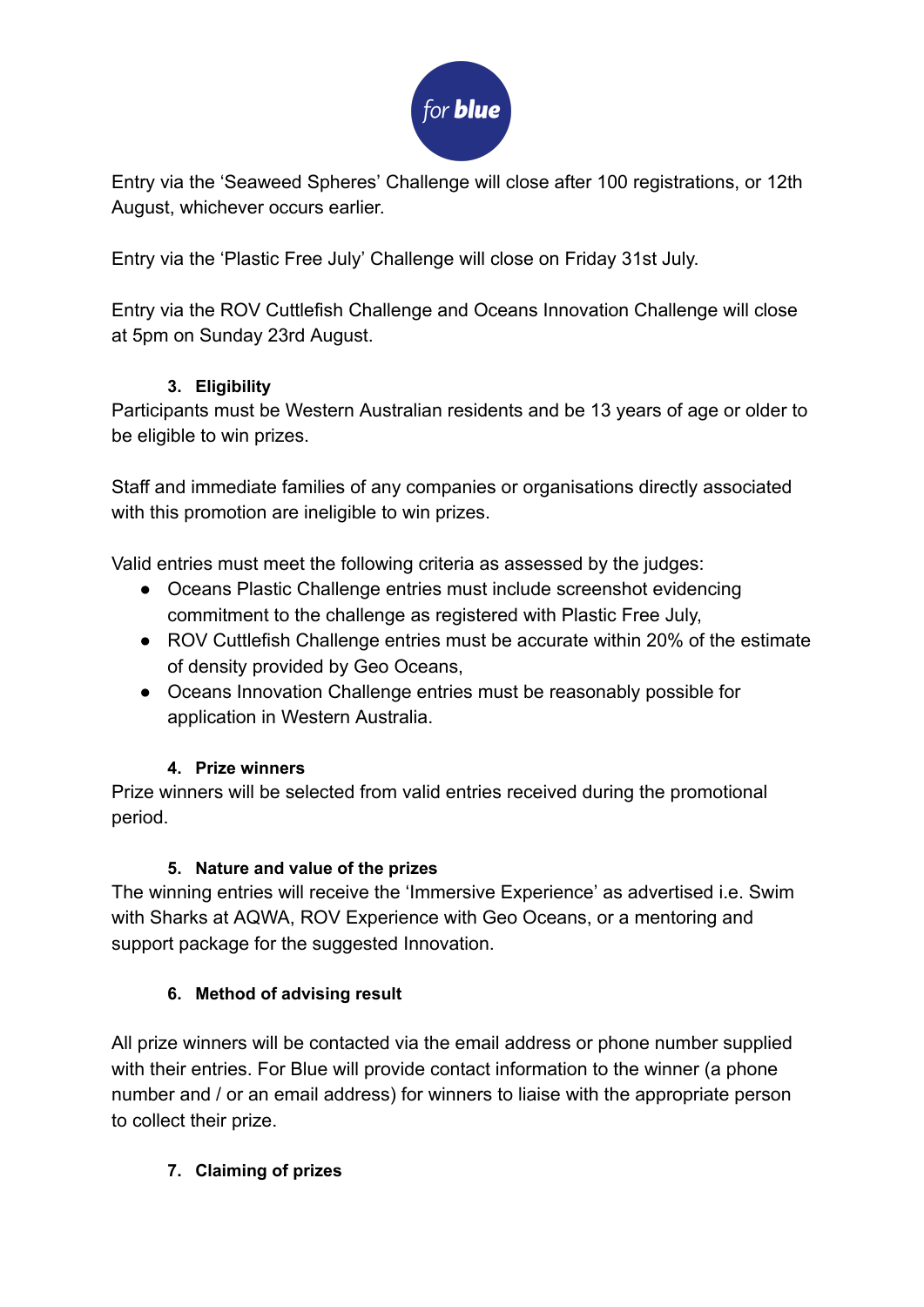Entry via the 'Seaweed Spheres' Challenge will close after 100 registrations, or 12th August, whichever occurs earlier.

Entry via the 'Plastic Free July' Challenge will close on Friday 31st July.

Entry via the ROV Cuttlefish Challenge and Oceans Innovation Challenge will close at 5pm on Sunday 23rd August.

### 3. Eligibility

Participants must be Western Australian residents and be 13 years of age or older to be eligible to win prizes.

Staff and immediate families of any companies or organisations directly associated with this promotion are ineligible to win prizes.

Valid entries must meet the following criteria as assessed by the judges:

- Oceans Plastic Challenge entries must include screenshot evidencing commitment to the challenge as registered with Plastic Free July,
- ROV Cuttlefish Challenge entries must be accurate within 20% of the estimate of density provided by Geo Oceans,
- Oceans Innovation Challenge entries must be reasonably possible for application in Western Australia.

### 4. Prize winners

Prize winners will be selected from valid entries received during the promotional period.

### 5. Nature and value of the prizes

The winning entries will receive the 'Immersive Experience' as advertised i.e. Swim with Sharks at AQWA, ROV Experience with Geo Oceans, or a mentoring and support package for the suggested Innovation.

### 6. Method of advising result

All prize winners will be contacted via the email address or phone number supplied with their entries. For Blue will provide contact information to the winner (a phone number and / or an email address) for winners to liaise with the appropriate person to collect their prize.

### 7. Claiming of prizes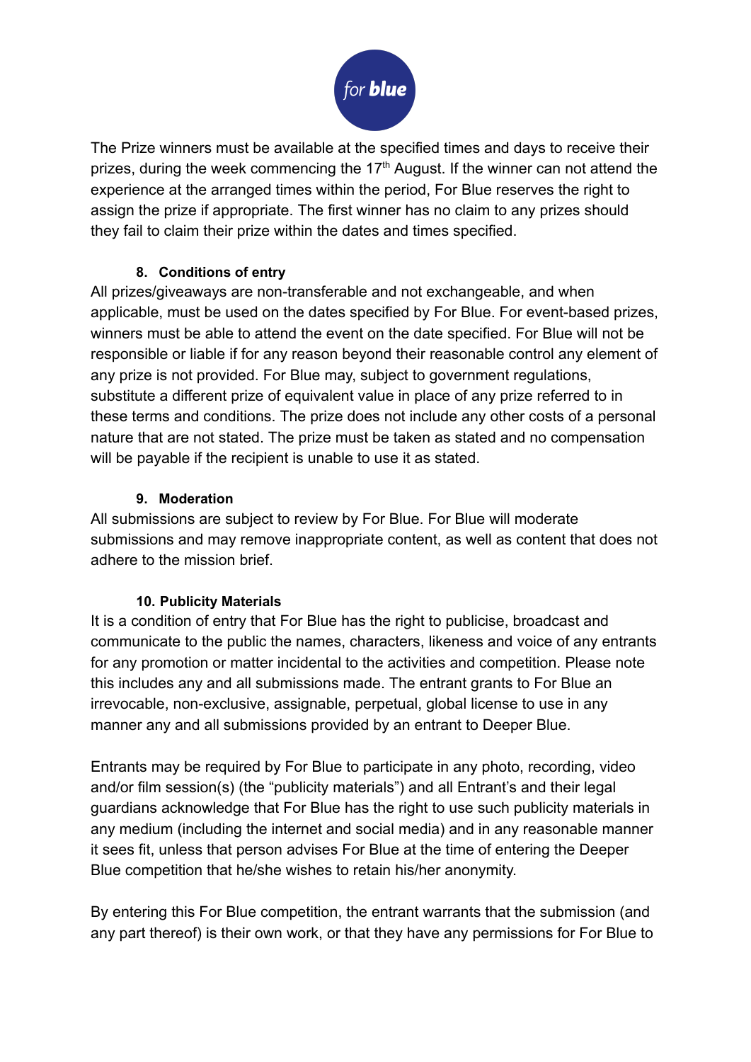The Prize winners must be available at the specified times and days to receive their prizes, during the week commencing the 17th August. If the winner can not attend the experience at the arranged times within the period, For Blue reserves the right to assign the prize if appropriate. The first winner has no claim to any prizes should they fail to claim their prize within the dates and times specified.

**8. Conditions of entry**

All prizes/giveaways are non-transferable and not exchangeable, and when applicable, must be used on the dates specified by For Blue. For event-based prizes, winners must be able to attend the event on the date specified. For Blue will not be responsible or liable if for any reason beyond their reasonable control any element of any prize is not provided. For Blue may, subject to government regulations, substitute a different prize of equivalent value in place of any prize referred to in these terms and conditions. The prize does not include any other costs of a personal nature that are not stated. The prize must be taken as stated and no compensation will be payable if the recipient is unable to use it as stated.

**9. Moderation**

All submissions are subject to review by For Blue. For Blue will moderate submissions and may remove inappropriate content, as well as content that does not adhere to the mission brief.

**10. Publicity Materials**

It is a condition of entry that For Blue has the right to publicise, broadcast and communicate to the public the names, characters, likeness and voice of any entrants for any promotion or matter incidental to the activities and competition. Please note this includes any and all submissions made. The entrant grants to For Blue an irrevocable, non-exclusive, assignable, perpetual, global license to use in any manner any and all submissions provided by an entrant to Deeper Blue.

Entrants may be required by For Blue to participate in any photo, recording, video and/or film session(s) (the "publicity materials") and all Entrant's and their legal guardians acknowledge that For Blue has the right to use such publicity materials in any medium (including the internet and social media) and in any reasonable manner it sees fit, unless that person advises For Blue at the time of entering the Deeper Blue competition that he/she wishes to retain his/her anonymity.

By entering this For Blue competition, the entrant warrants that the submission (and any part thereof) is their own work, or that they have any permissions for For Blue to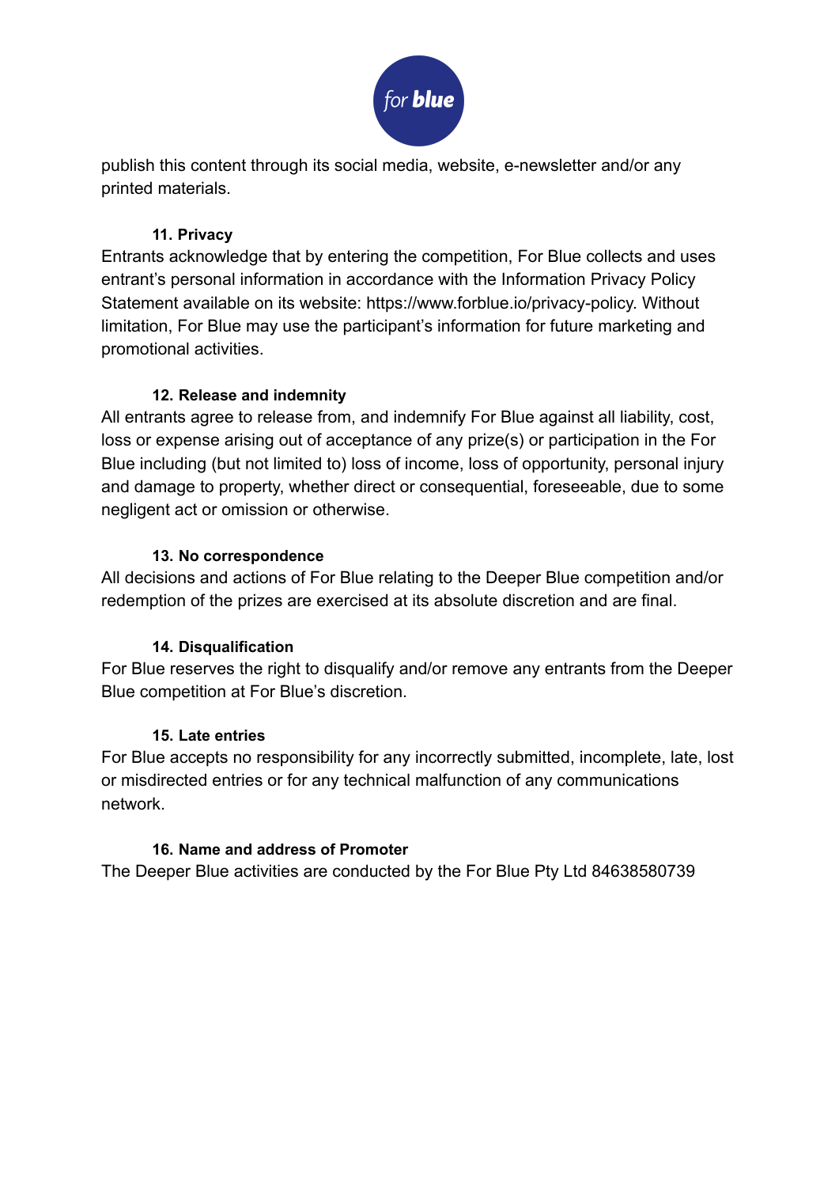publish this content through its social media, website, e-newsletter and/or any printed materials.

**11. Privacy**

Entrants acknowledge that by entering the competition, For Blue collects and uses entrant's personal information in accordance with the Information Privacy Policy Statement available on its website: https://www.forblue.io/privacy-policy. Without limitation, For Blue may use the participant's information for future marketing and promotional activities.

**12. Release and indemnity**

All entrants agree to release from, and indemnify For Blue against all liability, cost, loss or expense arising out of acceptance of any prize(s) or participation in the For Blue including (but not limited to) loss of income, loss of opportunity, personal injury and damage to property, whether direct or consequential, foreseeable, due to some negligent act or omission or otherwise.

**13. No correspondence**

All decisions and actions of For Blue relating to the Deeper Blue competition and/or redemption of the prizes are exercised at its absolute discretion and are final.

**14. Disqualification**

For Blue reserves the right to disqualify and/or remove any entrants from the Deeper Blue competition at For Blue's discretion.

**15. Late entries**

For Blue accepts no responsibility for any incorrectly submitted, incomplete, late, lost or misdirected entries or for any technical malfunction of any communications network.

**16. Name and address of Promoter**

The Deeper Blue activities are conducted by the For Blue Pty Ltd 84638580739